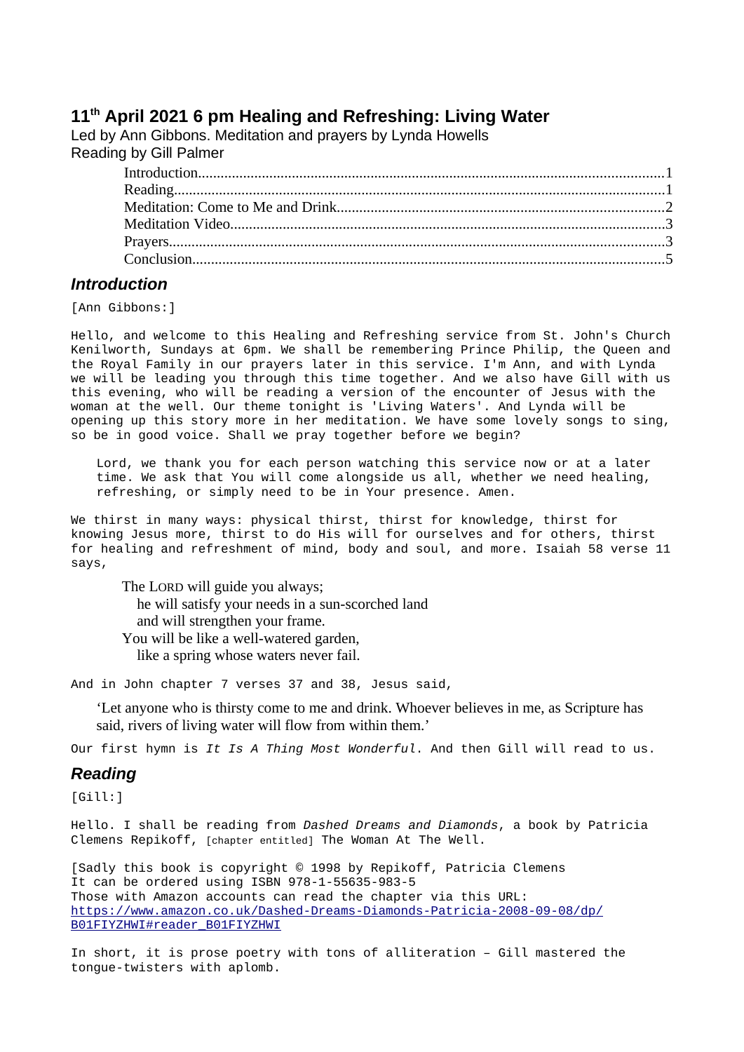# 11th April 2021 6 pm Healing and Refreshing: Living Water

Led by Ann Gibbons. Meditation and prayers by Lynda Howells
Reading by Gill Palmer

- Introduction 1
- Reading 1
- Meditation: Come to Me and Drink 2
- Meditation Video 3
- Prayers 3
- Conclusion 5

## *Introduction*

[Ann Gibbons:]

Hello, and welcome to this Healing and Refreshing service from St. John's Church Kenilworth, Sundays at 6pm. We shall be remembering Prince Philip, the Queen and the Royal Family in our prayers later in this service. I'm Ann, and with Lynda we will be leading you through this time together. And we also have Gill with us this evening, who will be reading a version of the encounter of Jesus with the woman at the well. Our theme tonight is 'Living Waters'. And Lynda will be opening up this story more in her meditation. We have some lovely songs to sing, so be in good voice. Shall we pray together before we begin?

> Lord, we thank you for each person watching this service now or at a later time. We ask that You will come alongside us all, whether we need healing, refreshing, or simply need to be in Your presence. Amen.

We thirst in many ways: physical thirst, thirst for knowledge, thirst for knowing Jesus more, thirst to do His will for ourselves and for others, thirst for healing and refreshment of mind, body and soul, and more. Isaiah 58 verse 11 says,

> The LORD will guide you always;
> he will satisfy your needs in a sun-scorched land
> and will strengthen your frame.
> You will be like a well-watered garden,
> like a spring whose waters never fail.

And in John chapter 7 verses 37 and 38, Jesus said,

> 'Let anyone who is thirsty come to me and drink. Whoever believes in me, as Scripture has said, rivers of living water will flow from within them.'

Our first hymn is *It Is A Thing Most Wonderful*. And then Gill will read to us.

## *Reading*

[Gill:]

Hello. I shall be reading from *Dashed Dreams and Diamonds*, a book by Patricia Clemens Repikoff, [chapter entitled] The Woman At The Well.

[Sadly this book is copyright © 1998 by Repikoff, Patricia Clemens
It can be ordered using ISBN 978-1-55635-983-5
Those with Amazon accounts can read the chapter via this URL:
https://www.amazon.co.uk/Dashed-Dreams-Diamonds-Patricia-2008-09-08/dp/B01FIYZHWI#reader_B01FIYZHWI

In short, it is prose poetry with tons of alliteration – Gill mastered the tongue-twisters with aplomb.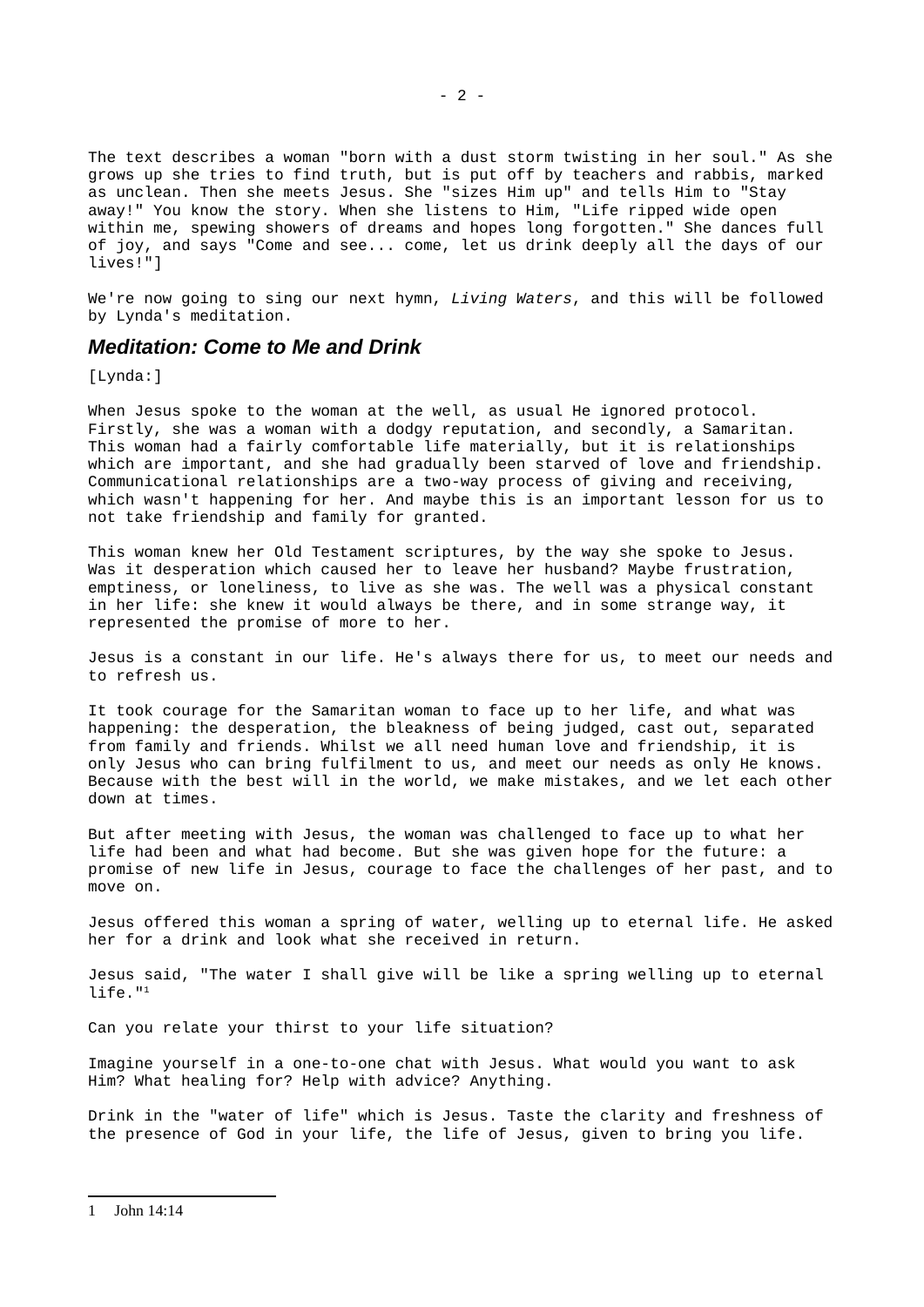The text describes a woman "born with a dust storm twisting in her soul." As she grows up she tries to find truth, but is put off by teachers and rabbis, marked as unclean. Then she meets Jesus. She "sizes Him up" and tells Him to "Stay away!" You know the story. When she listens to Him, "Life ripped wide open within me, spewing showers of dreams and hopes long forgotten." She dances full of joy, and says "Come and see... come, let us drink deeply all the days of our lives!"]

We're now going to sing our next hymn, *Living Waters*, and this will be followed by Lynda's meditation.

## *Meditation: Come to Me and Drink*

[Lynda:]

When Jesus spoke to the woman at the well, as usual He ignored protocol. Firstly, she was a woman with a dodgy reputation, and secondly, a Samaritan. This woman had a fairly comfortable life materially, but it is relationships which are important, and she had gradually been starved of love and friendship. Communicational relationships are a two-way process of giving and receiving, which wasn't happening for her. And maybe this is an important lesson for us to not take friendship and family for granted.

This woman knew her Old Testament scriptures, by the way she spoke to Jesus. Was it desperation which caused her to leave her husband? Maybe frustration, emptiness, or loneliness, to live as she was. The well was a physical constant in her life: she knew it would always be there, and in some strange way, it represented the promise of more to her.

Jesus is a constant in our life. He's always there for us, to meet our needs and to refresh us.

It took courage for the Samaritan woman to face up to her life, and what was happening: the desperation, the bleakness of being judged, cast out, separated from family and friends. Whilst we all need human love and friendship, it is only Jesus who can bring fulfilment to us, and meet our needs as only He knows. Because with the best will in the world, we make mistakes, and we let each other down at times.

But after meeting with Jesus, the woman was challenged to face up to what her life had been and what had become. But she was given hope for the future: a promise of new life in Jesus, courage to face the challenges of her past, and to move on.

Jesus offered this woman a spring of water, welling up to eternal life. He asked her for a drink and look what she received in return.

Jesus said, "The water I shall give will be like a spring welling up to eternal life."[1]

Can you relate your thirst to your life situation?

Imagine yourself in a one-to-one chat with Jesus. What would you want to ask Him? What healing for? Help with advice? Anything.

Drink in the "water of life" which is Jesus. Taste the clarity and freshness of the presence of God in your life, the life of Jesus, given to bring you life.

---

1 John 14:14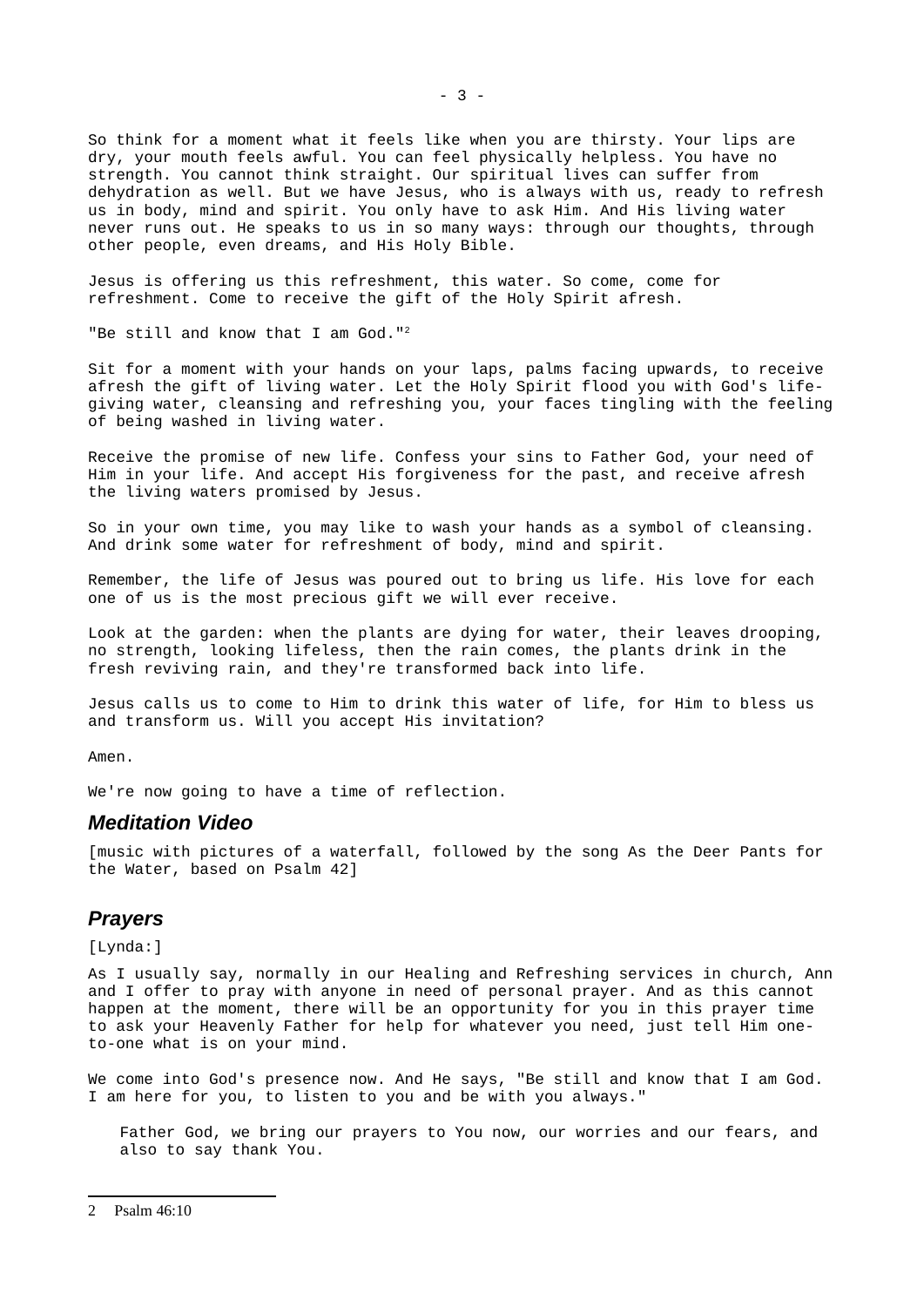So think for a moment what it feels like when you are thirsty. Your lips are dry, your mouth feels awful. You can feel physically helpless. You have no strength. You cannot think straight. Our spiritual lives can suffer from dehydration as well. But we have Jesus, who is always with us, ready to refresh us in body, mind and spirit. You only have to ask Him. And His living water never runs out. He speaks to us in so many ways: through our thoughts, through other people, even dreams, and His Holy Bible.

Jesus is offering us this refreshment, this water. So come, come for refreshment. Come to receive the gift of the Holy Spirit afresh.

"Be still and know that I am God."[2]

Sit for a moment with your hands on your laps, palms facing upwards, to receive afresh the gift of living water. Let the Holy Spirit flood you with God's life-giving water, cleansing and refreshing you, your faces tingling with the feeling of being washed in living water.

Receive the promise of new life. Confess your sins to Father God, your need of Him in your life. And accept His forgiveness for the past, and receive afresh the living waters promised by Jesus.

So in your own time, you may like to wash your hands as a symbol of cleansing. And drink some water for refreshment of body, mind and spirit.

Remember, the life of Jesus was poured out to bring us life. His love for each one of us is the most precious gift we will ever receive.

Look at the garden: when the plants are dying for water, their leaves drooping, no strength, looking lifeless, then the rain comes, the plants drink in the fresh reviving rain, and they're transformed back into life.

Jesus calls us to come to Him to drink this water of life, for Him to bless us and transform us. Will you accept His invitation?

Amen.

We're now going to have a time of reflection.

## *Meditation Video*

[music with pictures of a waterfall, followed by the song As the Deer Pants for the Water, based on Psalm 42]

## *Prayers*

[Lynda:]

As I usually say, normally in our Healing and Refreshing services in church, Ann and I offer to pray with anyone in need of personal prayer. And as this cannot happen at the moment, there will be an opportunity for you in this prayer time to ask your Heavenly Father for help for whatever you need, just tell Him one-to-one what is on your mind.

We come into God's presence now. And He says, "Be still and know that I am God. I am here for you, to listen to you and be with you always."

> Father God, we bring our prayers to You now, our worries and our fears, and also to say thank You.

---

[2] Psalm 46:10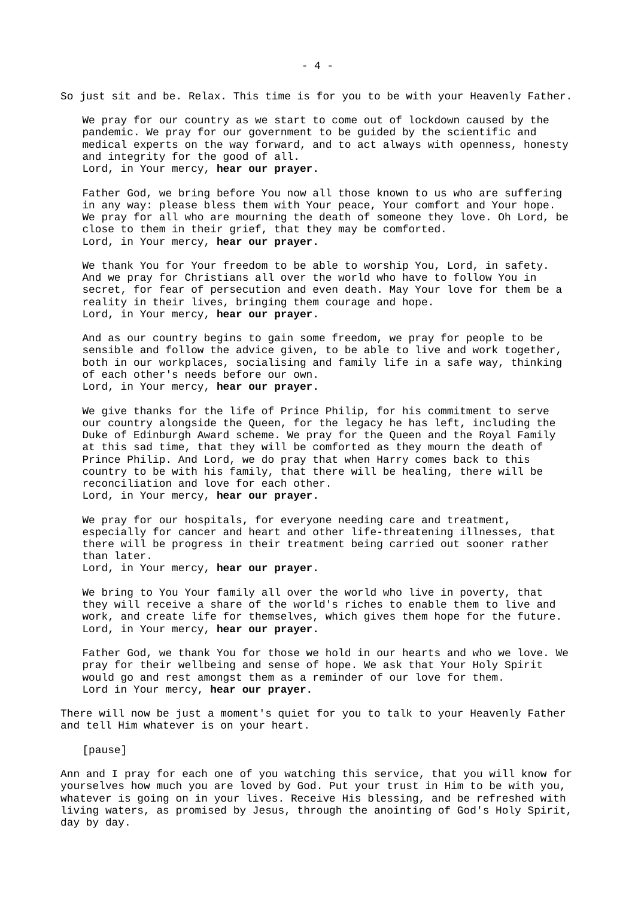So just sit and be. Relax. This time is for you to be with your Heavenly Father.

We pray for our country as we start to come out of lockdown caused by the pandemic. We pray for our government to be guided by the scientific and medical experts on the way forward, and to act always with openness, honesty and integrity for the good of all.
Lord, in Your mercy, **hear our prayer.**

Father God, we bring before You now all those known to us who are suffering in any way: please bless them with Your peace, Your comfort and Your hope. We pray for all who are mourning the death of someone they love. Oh Lord, be close to them in their grief, that they may be comforted.
Lord, in Your mercy, **hear our prayer.**

We thank You for Your freedom to be able to worship You, Lord, in safety. And we pray for Christians all over the world who have to follow You in secret, for fear of persecution and even death. May Your love for them be a reality in their lives, bringing them courage and hope.
Lord, in Your mercy, **hear our prayer.**

And as our country begins to gain some freedom, we pray for people to be sensible and follow the advice given, to be able to live and work together, both in our workplaces, socialising and family life in a safe way, thinking of each other's needs before our own.
Lord, in Your mercy, **hear our prayer.**

We give thanks for the life of Prince Philip, for his commitment to serve our country alongside the Queen, for the legacy he has left, including the Duke of Edinburgh Award scheme. We pray for the Queen and the Royal Family at this sad time, that they will be comforted as they mourn the death of Prince Philip. And Lord, we do pray that when Harry comes back to this country to be with his family, that there will be healing, there will be reconciliation and love for each other.
Lord, in Your mercy, **hear our prayer.**

We pray for our hospitals, for everyone needing care and treatment, especially for cancer and heart and other life-threatening illnesses, that there will be progress in their treatment being carried out sooner rather than later.
Lord, in Your mercy, **hear our prayer.**

We bring to You Your family all over the world who live in poverty, that they will receive a share of the world's riches to enable them to live and work, and create life for themselves, which gives them hope for the future.
Lord, in Your mercy, **hear our prayer.**

Father God, we thank You for those we hold in our hearts and who we love. We pray for their wellbeing and sense of hope. We ask that Your Holy Spirit would go and rest amongst them as a reminder of our love for them.
Lord in Your mercy, **hear our prayer.**

There will now be just a moment's quiet for you to talk to your Heavenly Father and tell Him whatever is on your heart.

[pause]

Ann and I pray for each one of you watching this service, that you will know for yourselves how much you are loved by God. Put your trust in Him to be with you, whatever is going on in your lives. Receive His blessing, and be refreshed with living waters, as promised by Jesus, through the anointing of God's Holy Spirit, day by day.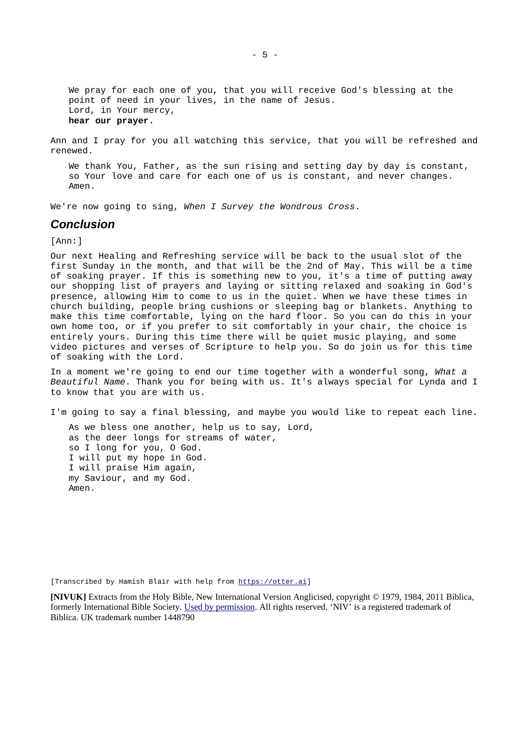We pray for each one of you, that you will receive God's blessing at the point of need in your lives, in the name of Jesus.
Lord, in Your mercy,
**hear our prayer.**

Ann and I pray for you all watching this service, that you will be refreshed and renewed.

We thank You, Father, as the sun rising and setting day by day is constant, so Your love and care for each one of us is constant, and never changes.
Amen.

We're now going to sing, *When I Survey the Wondrous Cross*.

## *Conclusion*

[Ann:]

Our next Healing and Refreshing service will be back to the usual slot of the first Sunday in the month, and that will be the 2nd of May. This will be a time of soaking prayer. If this is something new to you, it's a time of putting away our shopping list of prayers and laying or sitting relaxed and soaking in God's presence, allowing Him to come to us in the quiet. When we have these times in church building, people bring cushions or sleeping bag or blankets. Anything to make this time comfortable, lying on the hard floor. So you can do this in your own home too, or if you prefer to sit comfortably in your chair, the choice is entirely yours. During this time there will be quiet music playing, and some video pictures and verses of Scripture to help you. So do join us for this time of soaking with the Lord.

In a moment we're going to end our time together with a wonderful song, *What a Beautiful Name*. Thank you for being with us. It's always special for Lynda and I to know that you are with us.

I'm going to say a final blessing, and maybe you would like to repeat each line.

As we bless one another, help us to say, Lord,
as the deer longs for streams of water,
so I long for you, O God.
I will put my hope in God.
I will praise Him again,
my Saviour, and my God.
Amen.

[Transcribed by Hamish Blair with help from https://otter.ai]

**[NIVUK]** Extracts from the Holy Bible, New International Version Anglicised, copyright © 1979, 1984, 2011 Biblica, formerly International Bible Society. Used by permission. All rights reserved. 'NIV' is a registered trademark of Biblica. UK trademark number 1448790